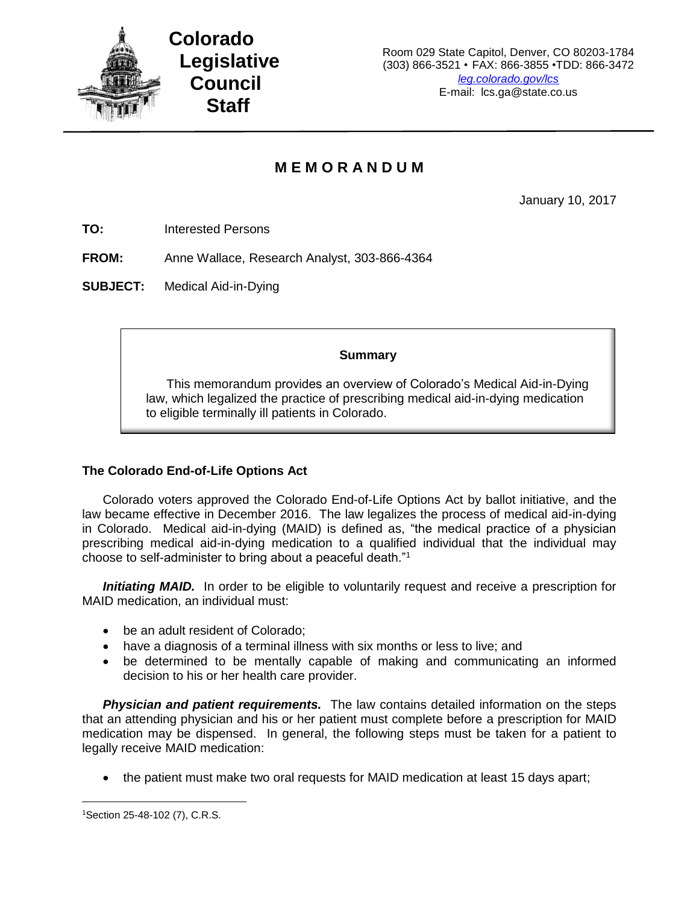# Colorado Legislative Council Staff

Room 029 State Capitol, Denver, CO 80203-1784
(303) 866-3521 • FAX: 866-3855 •TDD: 866-3472
*leg.colorado.gov/lcs*
E-mail: lcs.ga@state.co.us

## MEMORANDUM

January 10, 2017

**TO:** Interested Persons

**FROM:** Anne Wallace, Research Analyst, 303-866-4364

**SUBJECT:** Medical Aid-in-Dying

> **Summary**
>
> This memorandum provides an overview of Colorado's Medical Aid-in-Dying law, which legalized the practice of prescribing medical aid-in-dying medication to eligible terminally ill patients in Colorado.

### The Colorado End-of-Life Options Act

Colorado voters approved the Colorado End-of-Life Options Act by ballot initiative, and the law became effective in December 2016. The law legalizes the process of medical aid-in-dying in Colorado. Medical aid-in-dying (MAID) is defined as, "the medical practice of a physician prescribing medical aid-in-dying medication to a qualified individual that the individual may choose to self-administer to bring about a peaceful death."[1]

***Initiating MAID.*** In order to be eligible to voluntarily request and receive a prescription for MAID medication, an individual must:

- be an adult resident of Colorado;
- have a diagnosis of a terminal illness with six months or less to live; and
- be determined to be mentally capable of making and communicating an informed decision to his or her health care provider.

***Physician and patient requirements.*** The law contains detailed information on the steps that an attending physician and his or her patient must complete before a prescription for MAID medication may be dispensed. In general, the following steps must be taken for a patient to legally receive MAID medication:

- the patient must make two oral requests for MAID medication at least 15 days apart;

---

[1]Section 25-48-102 (7), C.R.S.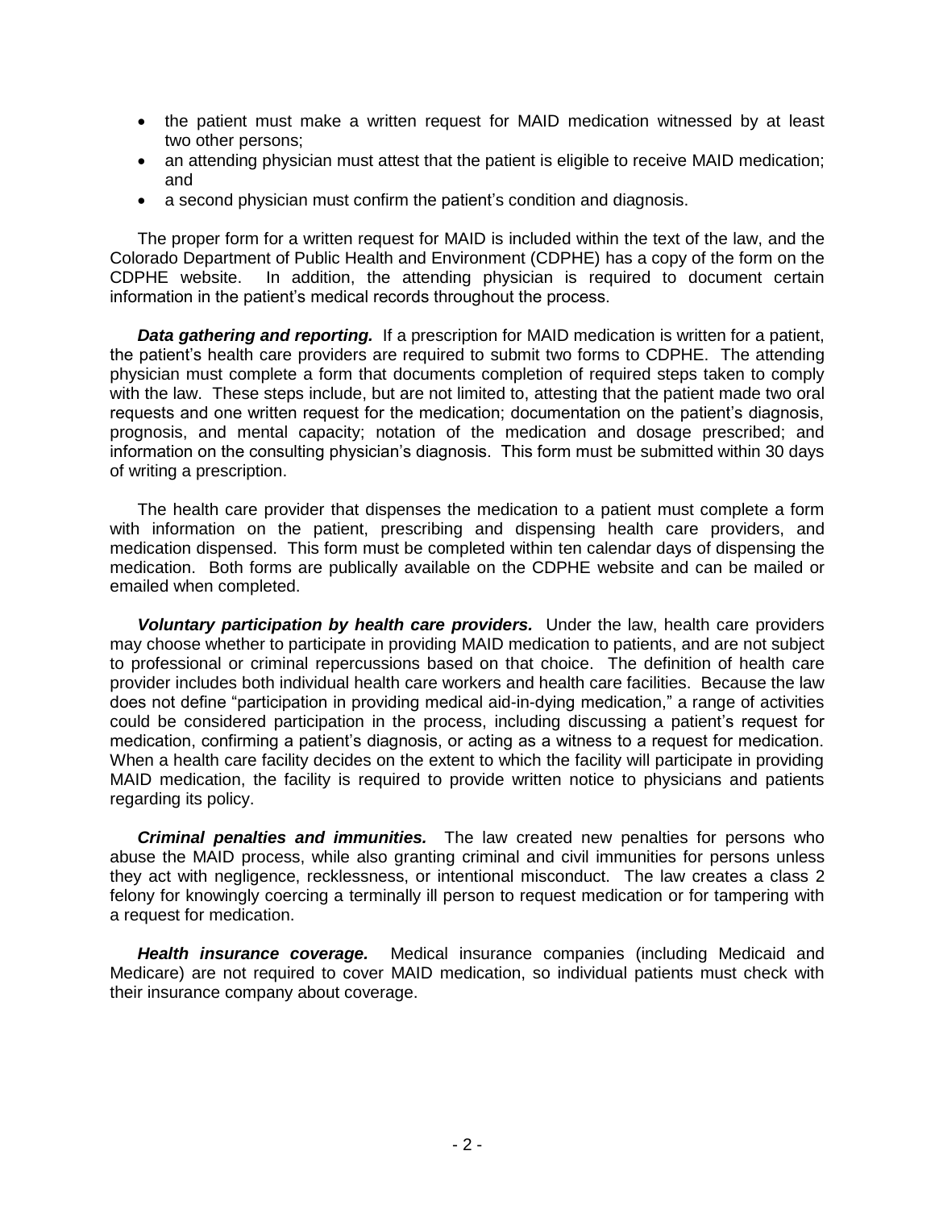- the patient must make a written request for MAID medication witnessed by at least two other persons;
- an attending physician must attest that the patient is eligible to receive MAID medication; and
- a second physician must confirm the patient's condition and diagnosis.

The proper form for a written request for MAID is included within the text of the law, and the Colorado Department of Public Health and Environment (CDPHE) has a copy of the form on the CDPHE website. In addition, the attending physician is required to document certain information in the patient's medical records throughout the process.

***Data gathering and reporting.*** If a prescription for MAID medication is written for a patient, the patient's health care providers are required to submit two forms to CDPHE. The attending physician must complete a form that documents completion of required steps taken to comply with the law. These steps include, but are not limited to, attesting that the patient made two oral requests and one written request for the medication; documentation on the patient's diagnosis, prognosis, and mental capacity; notation of the medication and dosage prescribed; and information on the consulting physician's diagnosis. This form must be submitted within 30 days of writing a prescription.

The health care provider that dispenses the medication to a patient must complete a form with information on the patient, prescribing and dispensing health care providers, and medication dispensed. This form must be completed within ten calendar days of dispensing the medication. Both forms are publically available on the CDPHE website and can be mailed or emailed when completed.

***Voluntary participation by health care providers.*** Under the law, health care providers may choose whether to participate in providing MAID medication to patients, and are not subject to professional or criminal repercussions based on that choice. The definition of health care provider includes both individual health care workers and health care facilities. Because the law does not define "participation in providing medical aid-in-dying medication," a range of activities could be considered participation in the process, including discussing a patient's request for medication, confirming a patient's diagnosis, or acting as a witness to a request for medication. When a health care facility decides on the extent to which the facility will participate in providing MAID medication, the facility is required to provide written notice to physicians and patients regarding its policy.

***Criminal penalties and immunities.*** The law created new penalties for persons who abuse the MAID process, while also granting criminal and civil immunities for persons unless they act with negligence, recklessness, or intentional misconduct. The law creates a class 2 felony for knowingly coercing a terminally ill person to request medication or for tampering with a request for medication.

***Health insurance coverage.*** Medical insurance companies (including Medicaid and Medicare) are not required to cover MAID medication, so individual patients must check with their insurance company about coverage.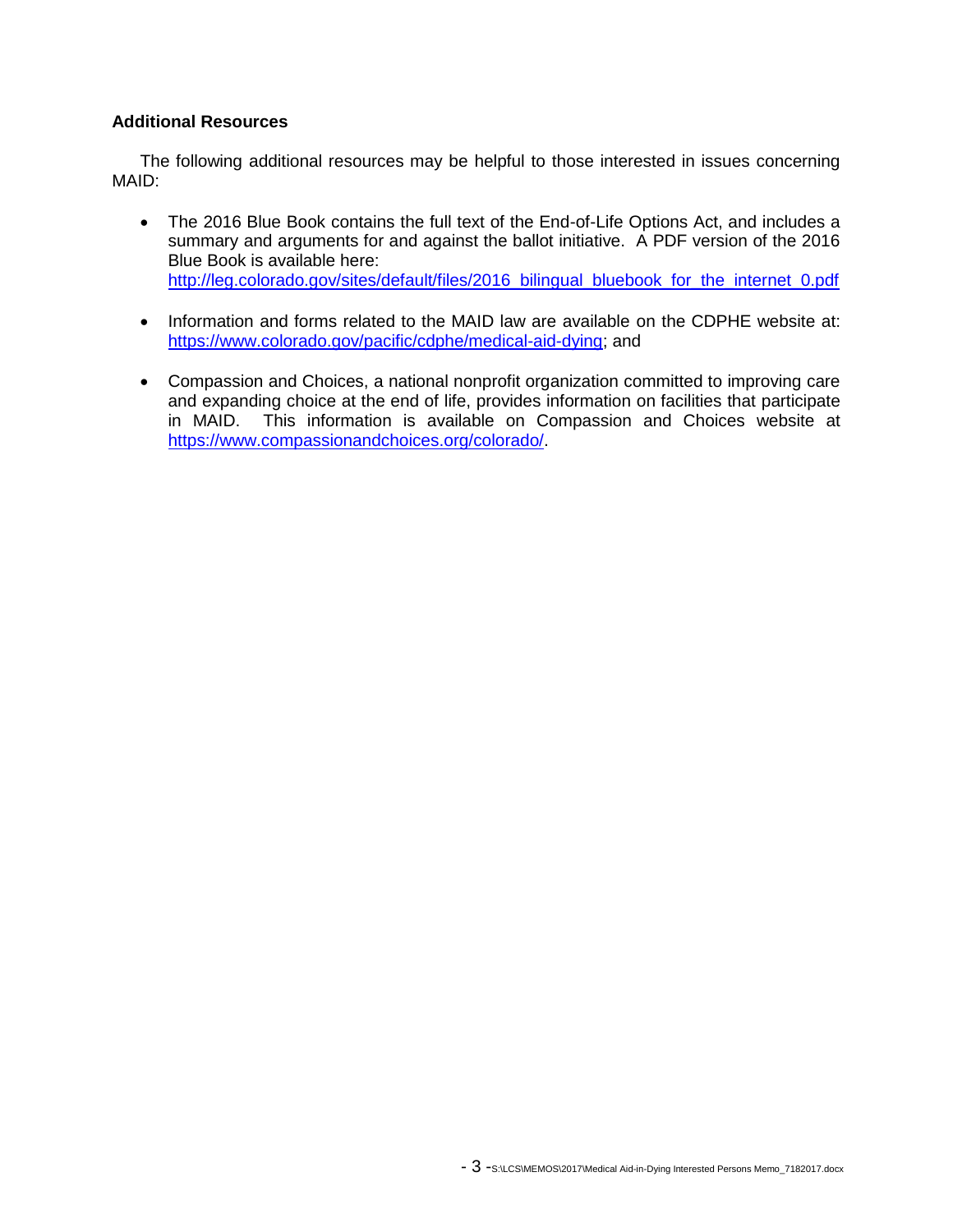**Additional Resources**

The following additional resources may be helpful to those interested in issues concerning MAID:

- The 2016 Blue Book contains the full text of the End-of-Life Options Act, and includes a summary and arguments for and against the ballot initiative. A PDF version of the 2016 Blue Book is available here: http://leg.colorado.gov/sites/default/files/2016_bilingual_bluebook_for_the_internet_0.pdf

- Information and forms related to the MAID law are available on the CDPHE website at: https://www.colorado.gov/pacific/cdphe/medical-aid-dying; and

- Compassion and Choices, a national nonprofit organization committed to improving care and expanding choice at the end of life, provides information on facilities that participate in MAID. This information is available on Compassion and Choices website at https://www.compassionandchoices.org/colorado/.